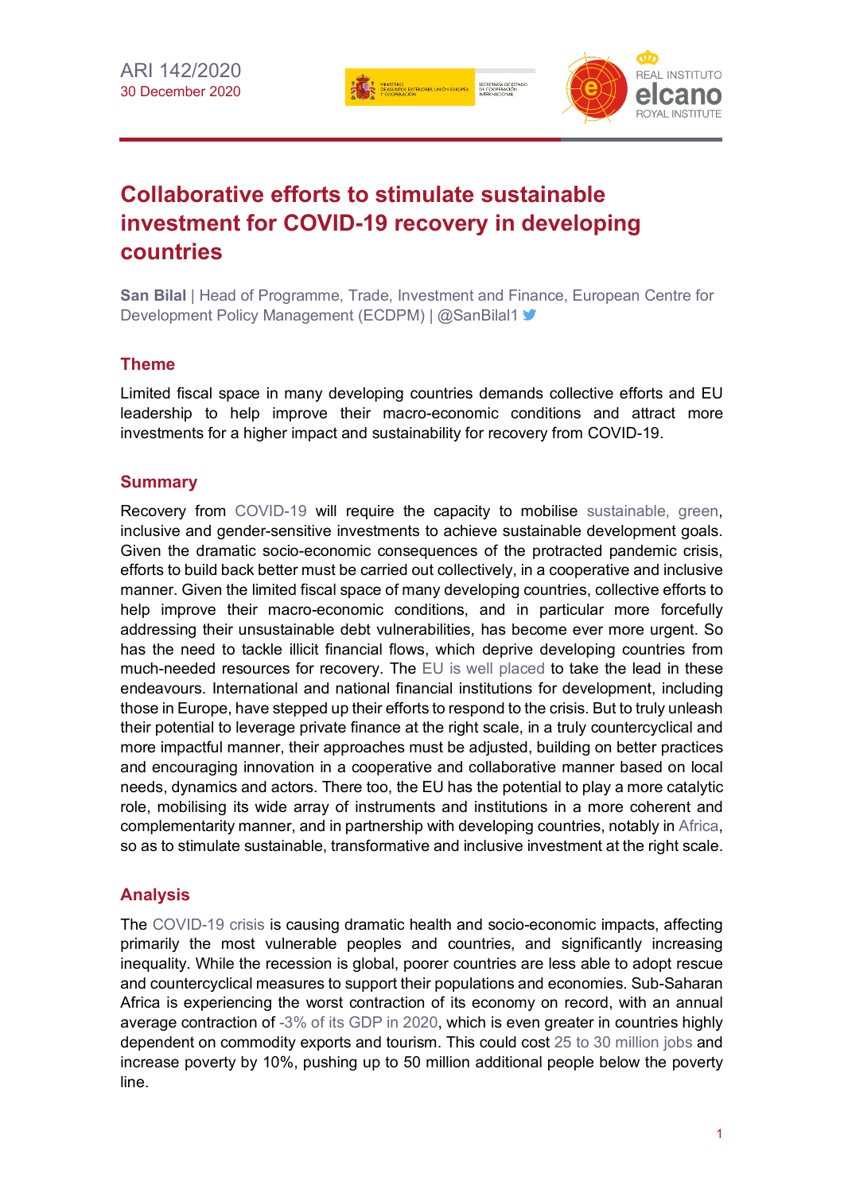ARI 142/2020
30 December 2020

# Collaborative efforts to stimulate sustainable investment for COVID-19 recovery in developing countries

**San Bilal** | Head of Programme, Trade, Investment and Finance, European Centre for Development Policy Management (ECDPM) | @SanBilal1

## Theme

Limited fiscal space in many developing countries demands collective efforts and EU leadership to help improve their macro-economic conditions and attract more investments for a higher impact and sustainability for recovery from COVID-19.

## Summary

Recovery from COVID-19 will require the capacity to mobilise sustainable, green, inclusive and gender-sensitive investments to achieve sustainable development goals. Given the dramatic socio-economic consequences of the protracted pandemic crisis, efforts to build back better must be carried out collectively, in a cooperative and inclusive manner. Given the limited fiscal space of many developing countries, collective efforts to help improve their macro-economic conditions, and in particular more forcefully addressing their unsustainable debt vulnerabilities, has become ever more urgent. So has the need to tackle illicit financial flows, which deprive developing countries from much-needed resources for recovery. The EU is well placed to take the lead in these endeavours. International and national financial institutions for development, including those in Europe, have stepped up their efforts to respond to the crisis. But to truly unleash their potential to leverage private finance at the right scale, in a truly countercyclical and more impactful manner, their approaches must be adjusted, building on better practices and encouraging innovation in a cooperative and collaborative manner based on local needs, dynamics and actors. There too, the EU has the potential to play a more catalytic role, mobilising its wide array of instruments and institutions in a more coherent and complementarity manner, and in partnership with developing countries, notably in Africa, so as to stimulate sustainable, transformative and inclusive investment at the right scale.

## Analysis

The COVID-19 crisis is causing dramatic health and socio-economic impacts, affecting primarily the most vulnerable peoples and countries, and significantly increasing inequality. While the recession is global, poorer countries are less able to adopt rescue and countercyclical measures to support their populations and economies. Sub-Saharan Africa is experiencing the worst contraction of its economy on record, with an annual average contraction of -3% of its GDP in 2020, which is even greater in countries highly dependent on commodity exports and tourism. This could cost 25 to 30 million jobs and increase poverty by 10%, pushing up to 50 million additional people below the poverty line.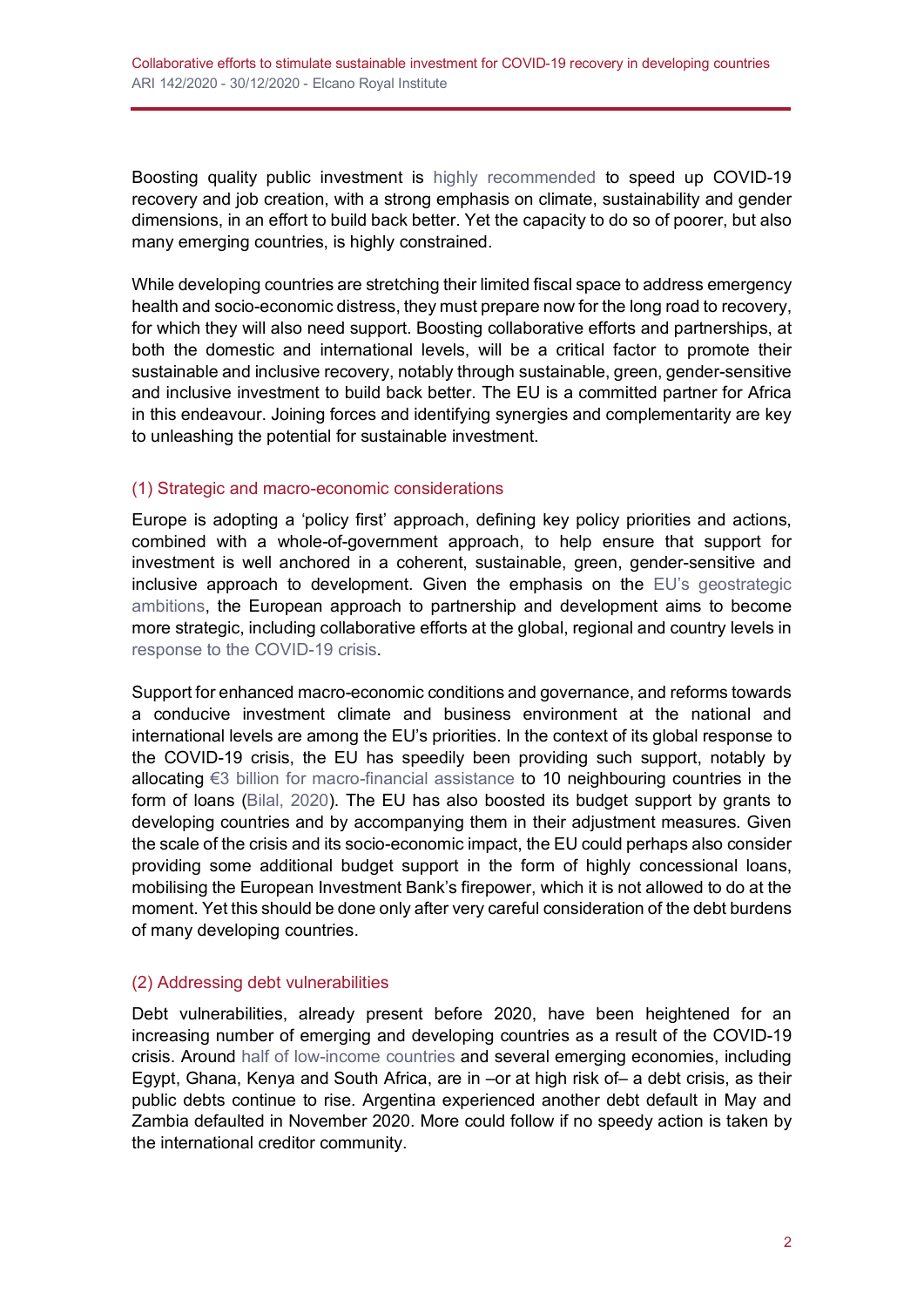Boosting quality public investment is highly recommended to speed up COVID-19 recovery and job creation, with a strong emphasis on climate, sustainability and gender dimensions, in an effort to build back better. Yet the capacity to do so of poorer, but also many emerging countries, is highly constrained.

While developing countries are stretching their limited fiscal space to address emergency health and socio-economic distress, they must prepare now for the long road to recovery, for which they will also need support. Boosting collaborative efforts and partnerships, at both the domestic and international levels, will be a critical factor to promote their sustainable and inclusive recovery, notably through sustainable, green, gender-sensitive and inclusive investment to build back better. The EU is a committed partner for Africa in this endeavour. Joining forces and identifying synergies and complementarity are key to unleashing the potential for sustainable investment.

## (1) Strategic and macro-economic considerations

Europe is adopting a 'policy first' approach, defining key policy priorities and actions, combined with a whole-of-government approach, to help ensure that support for investment is well anchored in a coherent, sustainable, green, gender-sensitive and inclusive approach to development. Given the emphasis on the EU's geostrategic ambitions, the European approach to partnership and development aims to become more strategic, including collaborative efforts at the global, regional and country levels in response to the COVID-19 crisis.

Support for enhanced macro-economic conditions and governance, and reforms towards a conducive investment climate and business environment at the national and international levels are among the EU's priorities. In the context of its global response to the COVID-19 crisis, the EU has speedily been providing such support, notably by allocating €3 billion for macro-financial assistance to 10 neighbouring countries in the form of loans (Bilal, 2020). The EU has also boosted its budget support by grants to developing countries and by accompanying them in their adjustment measures. Given the scale of the crisis and its socio-economic impact, the EU could perhaps also consider providing some additional budget support in the form of highly concessional loans, mobilising the European Investment Bank's firepower, which it is not allowed to do at the moment. Yet this should be done only after very careful consideration of the debt burdens of many developing countries.

## (2) Addressing debt vulnerabilities

Debt vulnerabilities, already present before 2020, have been heightened for an increasing number of emerging and developing countries as a result of the COVID-19 crisis. Around half of low-income countries and several emerging economies, including Egypt, Ghana, Kenya and South Africa, are in –or at high risk of– a debt crisis, as their public debts continue to rise. Argentina experienced another debt default in May and Zambia defaulted in November 2020. More could follow if no speedy action is taken by the international creditor community.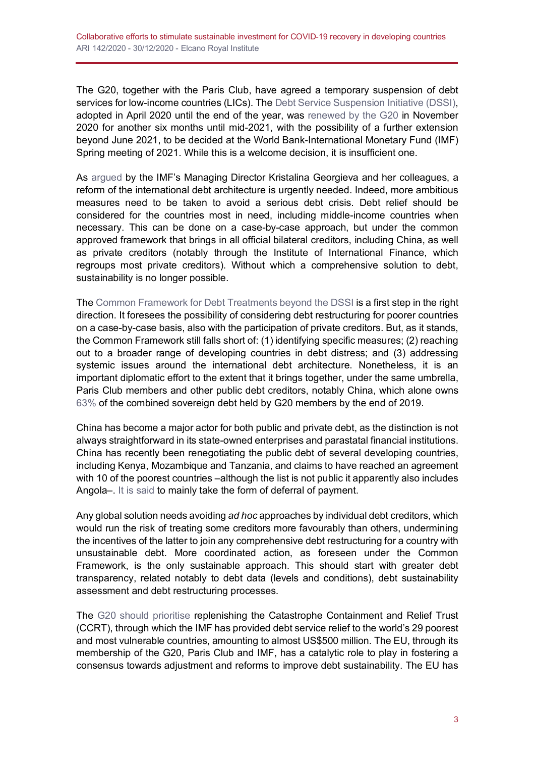The G20, together with the Paris Club, have agreed a temporary suspension of debt services for low-income countries (LICs). The Debt Service Suspension Initiative (DSSI), adopted in April 2020 until the end of the year, was renewed by the G20 in November 2020 for another six months until mid-2021, with the possibility of a further extension beyond June 2021, to be decided at the World Bank-International Monetary Fund (IMF) Spring meeting of 2021. While this is a welcome decision, it is insufficient one.

As argued by the IMF's Managing Director Kristalina Georgieva and her colleagues, a reform of the international debt architecture is urgently needed. Indeed, more ambitious measures need to be taken to avoid a serious debt crisis. Debt relief should be considered for the countries most in need, including middle-income countries when necessary. This can be done on a case-by-case approach, but under the common approved framework that brings in all official bilateral creditors, including China, as well as private creditors (notably through the Institute of International Finance, which regroups most private creditors). Without which a comprehensive solution to debt, sustainability is no longer possible.

The Common Framework for Debt Treatments beyond the DSSI is a first step in the right direction. It foresees the possibility of considering debt restructuring for poorer countries on a case-by-case basis, also with the participation of private creditors. But, as it stands, the Common Framework still falls short of: (1) identifying specific measures; (2) reaching out to a broader range of developing countries in debt distress; and (3) addressing systemic issues around the international debt architecture. Nonetheless, it is an important diplomatic effort to the extent that it brings together, under the same umbrella, Paris Club members and other public debt creditors, notably China, which alone owns 63% of the combined sovereign debt held by G20 members by the end of 2019.

China has become a major actor for both public and private debt, as the distinction is not always straightforward in its state-owned enterprises and parastatal financial institutions. China has recently been renegotiating the public debt of several developing countries, including Kenya, Mozambique and Tanzania, and claims to have reached an agreement with 10 of the poorest countries –although the list is not public it apparently also includes Angola–. It is said to mainly take the form of deferral of payment.

Any global solution needs avoiding *ad hoc* approaches by individual debt creditors, which would run the risk of treating some creditors more favourably than others, undermining the incentives of the latter to join any comprehensive debt restructuring for a country with unsustainable debt. More coordinated action, as foreseen under the Common Framework, is the only sustainable approach. This should start with greater debt transparency, related notably to debt data (levels and conditions), debt sustainability assessment and debt restructuring processes.

The G20 should prioritise replenishing the Catastrophe Containment and Relief Trust (CCRT), through which the IMF has provided debt service relief to the world's 29 poorest and most vulnerable countries, amounting to almost US$500 million. The EU, through its membership of the G20, Paris Club and IMF, has a catalytic role to play in fostering a consensus towards adjustment and reforms to improve debt sustainability. The EU has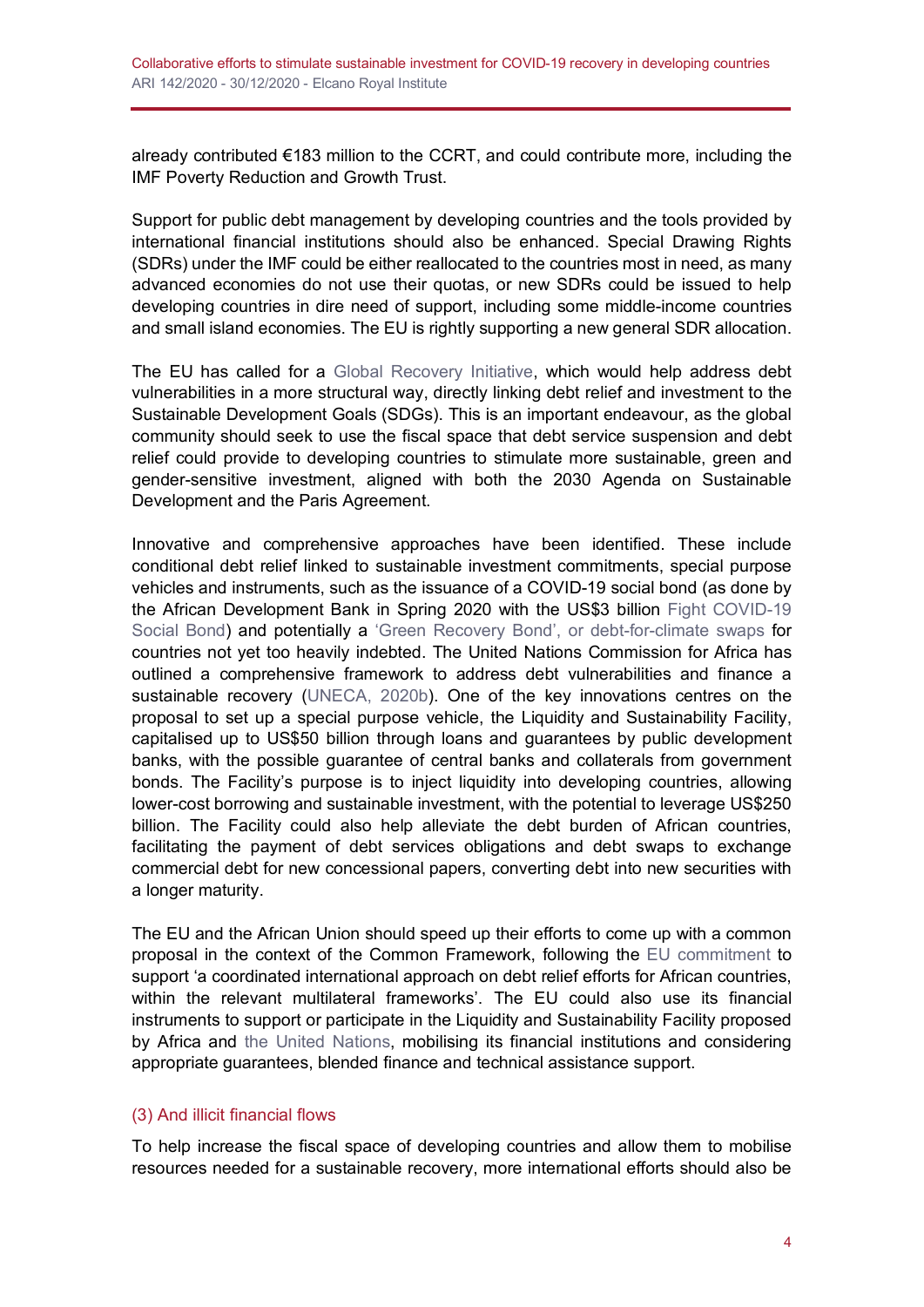already contributed €183 million to the CCRT, and could contribute more, including the IMF Poverty Reduction and Growth Trust.

Support for public debt management by developing countries and the tools provided by international financial institutions should also be enhanced. Special Drawing Rights (SDRs) under the IMF could be either reallocated to the countries most in need, as many advanced economies do not use their quotas, or new SDRs could be issued to help developing countries in dire need of support, including some middle-income countries and small island economies. The EU is rightly supporting a new general SDR allocation.

The EU has called for a Global Recovery Initiative, which would help address debt vulnerabilities in a more structural way, directly linking debt relief and investment to the Sustainable Development Goals (SDGs). This is an important endeavour, as the global community should seek to use the fiscal space that debt service suspension and debt relief could provide to developing countries to stimulate more sustainable, green and gender-sensitive investment, aligned with both the 2030 Agenda on Sustainable Development and the Paris Agreement.

Innovative and comprehensive approaches have been identified. These include conditional debt relief linked to sustainable investment commitments, special purpose vehicles and instruments, such as the issuance of a COVID-19 social bond (as done by the African Development Bank in Spring 2020 with the US$3 billion Fight COVID-19 Social Bond) and potentially a 'Green Recovery Bond', or debt-for-climate swaps for countries not yet too heavily indebted. The United Nations Commission for Africa has outlined a comprehensive framework to address debt vulnerabilities and finance a sustainable recovery (UNECA, 2020b). One of the key innovations centres on the proposal to set up a special purpose vehicle, the Liquidity and Sustainability Facility, capitalised up to US$50 billion through loans and guarantees by public development banks, with the possible guarantee of central banks and collaterals from government bonds. The Facility's purpose is to inject liquidity into developing countries, allowing lower-cost borrowing and sustainable investment, with the potential to leverage US$250 billion. The Facility could also help alleviate the debt burden of African countries, facilitating the payment of debt services obligations and debt swaps to exchange commercial debt for new concessional papers, converting debt into new securities with a longer maturity.

The EU and the African Union should speed up their efforts to come up with a common proposal in the context of the Common Framework, following the EU commitment to support 'a coordinated international approach on debt relief efforts for African countries, within the relevant multilateral frameworks'. The EU could also use its financial instruments to support or participate in the Liquidity and Sustainability Facility proposed by Africa and the United Nations, mobilising its financial institutions and considering appropriate guarantees, blended finance and technical assistance support.

### (3) And illicit financial flows

To help increase the fiscal space of developing countries and allow them to mobilise resources needed for a sustainable recovery, more international efforts should also be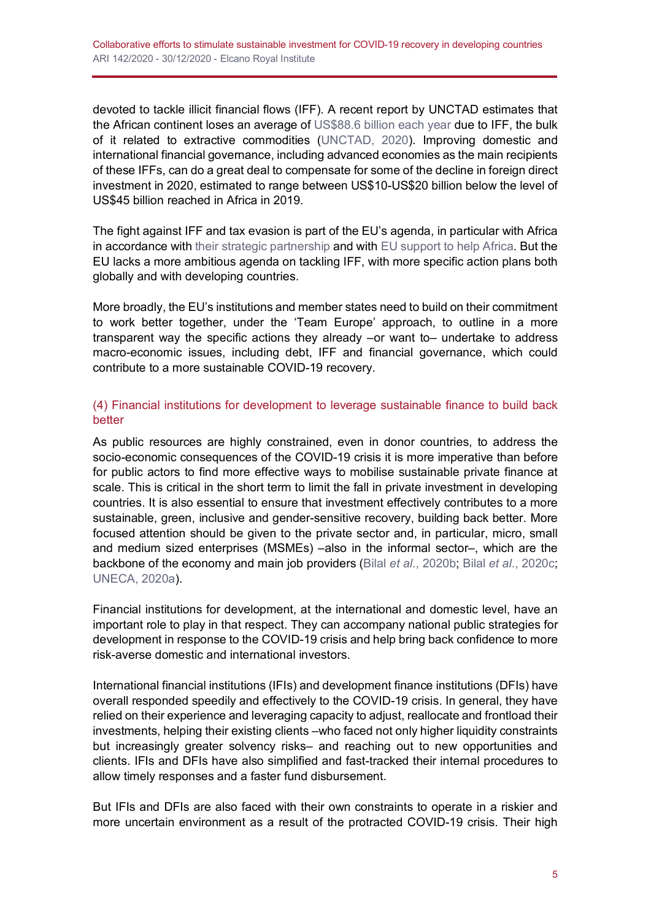devoted to tackle illicit financial flows (IFF). A recent report by UNCTAD estimates that the African continent loses an average of US$88.6 billion each year due to IFF, the bulk of it related to extractive commodities (UNCTAD, 2020). Improving domestic and international financial governance, including advanced economies as the main recipients of these IFFs, can do a great deal to compensate for some of the decline in foreign direct investment in 2020, estimated to range between US$10-US$20 billion below the level of US$45 billion reached in Africa in 2019.

The fight against IFF and tax evasion is part of the EU's agenda, in particular with Africa in accordance with their strategic partnership and with EU support to help Africa. But the EU lacks a more ambitious agenda on tackling IFF, with more specific action plans both globally and with developing countries.

More broadly, the EU's institutions and member states need to build on their commitment to work better together, under the 'Team Europe' approach, to outline in a more transparent way the specific actions they already –or want to– undertake to address macro-economic issues, including debt, IFF and financial governance, which could contribute to a more sustainable COVID-19 recovery.

### (4) Financial institutions for development to leverage sustainable finance to build back better

As public resources are highly constrained, even in donor countries, to address the socio-economic consequences of the COVID-19 crisis it is more imperative than before for public actors to find more effective ways to mobilise sustainable private finance at scale. This is critical in the short term to limit the fall in private investment in developing countries. It is also essential to ensure that investment effectively contributes to a more sustainable, green, inclusive and gender-sensitive recovery, building back better. More focused attention should be given to the private sector and, in particular, micro, small and medium sized enterprises (MSMEs) –also in the informal sector–, which are the backbone of the economy and main job providers (Bilal *et al*., 2020b; Bilal *et al*., 2020c; UNECA, 2020a).

Financial institutions for development, at the international and domestic level, have an important role to play in that respect. They can accompany national public strategies for development in response to the COVID-19 crisis and help bring back confidence to more risk-averse domestic and international investors.

International financial institutions (IFIs) and development finance institutions (DFIs) have overall responded speedily and effectively to the COVID-19 crisis. In general, they have relied on their experience and leveraging capacity to adjust, reallocate and frontload their investments, helping their existing clients –who faced not only higher liquidity constraints but increasingly greater solvency risks– and reaching out to new opportunities and clients. IFIs and DFIs have also simplified and fast-tracked their internal procedures to allow timely responses and a faster fund disbursement.

But IFIs and DFIs are also faced with their own constraints to operate in a riskier and more uncertain environment as a result of the protracted COVID-19 crisis. Their high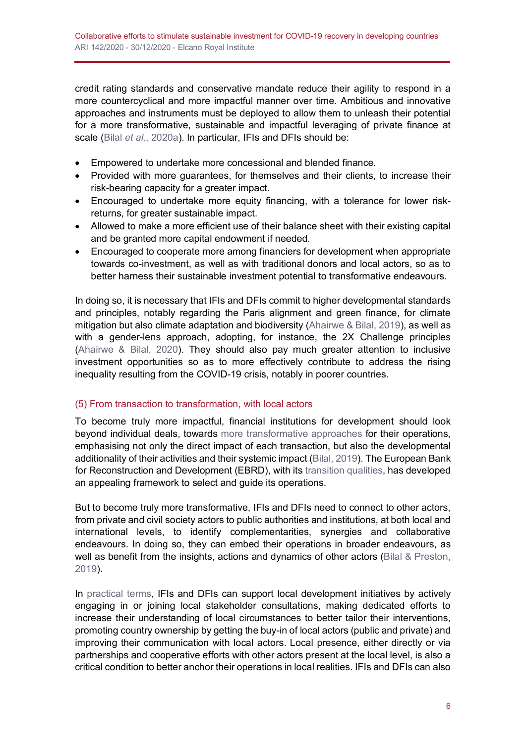credit rating standards and conservative mandate reduce their agility to respond in a more countercyclical and more impactful manner over time. Ambitious and innovative approaches and instruments must be deployed to allow them to unleash their potential for a more transformative, sustainable and impactful leveraging of private finance at scale (Bilal *et al*., 2020a). In particular, IFIs and DFIs should be:

- Empowered to undertake more concessional and blended finance.
- Provided with more guarantees, for themselves and their clients, to increase their risk-bearing capacity for a greater impact.
- Encouraged to undertake more equity financing, with a tolerance for lower risk-returns, for greater sustainable impact.
- Allowed to make a more efficient use of their balance sheet with their existing capital and be granted more capital endowment if needed.
- Encouraged to cooperate more among financiers for development when appropriate towards co-investment, as well as with traditional donors and local actors, so as to better harness their sustainable investment potential to transformative endeavours.

In doing so, it is necessary that IFIs and DFIs commit to higher developmental standards and principles, notably regarding the Paris alignment and green finance, for climate mitigation but also climate adaptation and biodiversity (Ahairwe & Bilal, 2019), as well as with a gender-lens approach, adopting, for instance, the 2X Challenge principles (Ahairwe & Bilal, 2020). They should also pay much greater attention to inclusive investment opportunities so as to more effectively contribute to address the rising inequality resulting from the COVID-19 crisis, notably in poorer countries.

### (5) From transaction to transformation, with local actors

To become truly more impactful, financial institutions for development should look beyond individual deals, towards more transformative approaches for their operations, emphasising not only the direct impact of each transaction, but also the developmental additionality of their activities and their systemic impact (Bilal, 2019). The European Bank for Reconstruction and Development (EBRD), with its transition qualities, has developed an appealing framework to select and guide its operations.

But to become truly more transformative, IFIs and DFIs need to connect to other actors, from private and civil society actors to public authorities and institutions, at both local and international levels, to identify complementarities, synergies and collaborative endeavours. In doing so, they can embed their operations in broader endeavours, as well as benefit from the insights, actions and dynamics of other actors (Bilal & Preston, 2019).

In practical terms, IFIs and DFIs can support local development initiatives by actively engaging in or joining local stakeholder consultations, making dedicated efforts to increase their understanding of local circumstances to better tailor their interventions, promoting country ownership by getting the buy-in of local actors (public and private) and improving their communication with local actors. Local presence, either directly or via partnerships and cooperative efforts with other actors present at the local level, is also a critical condition to better anchor their operations in local realities. IFIs and DFIs can also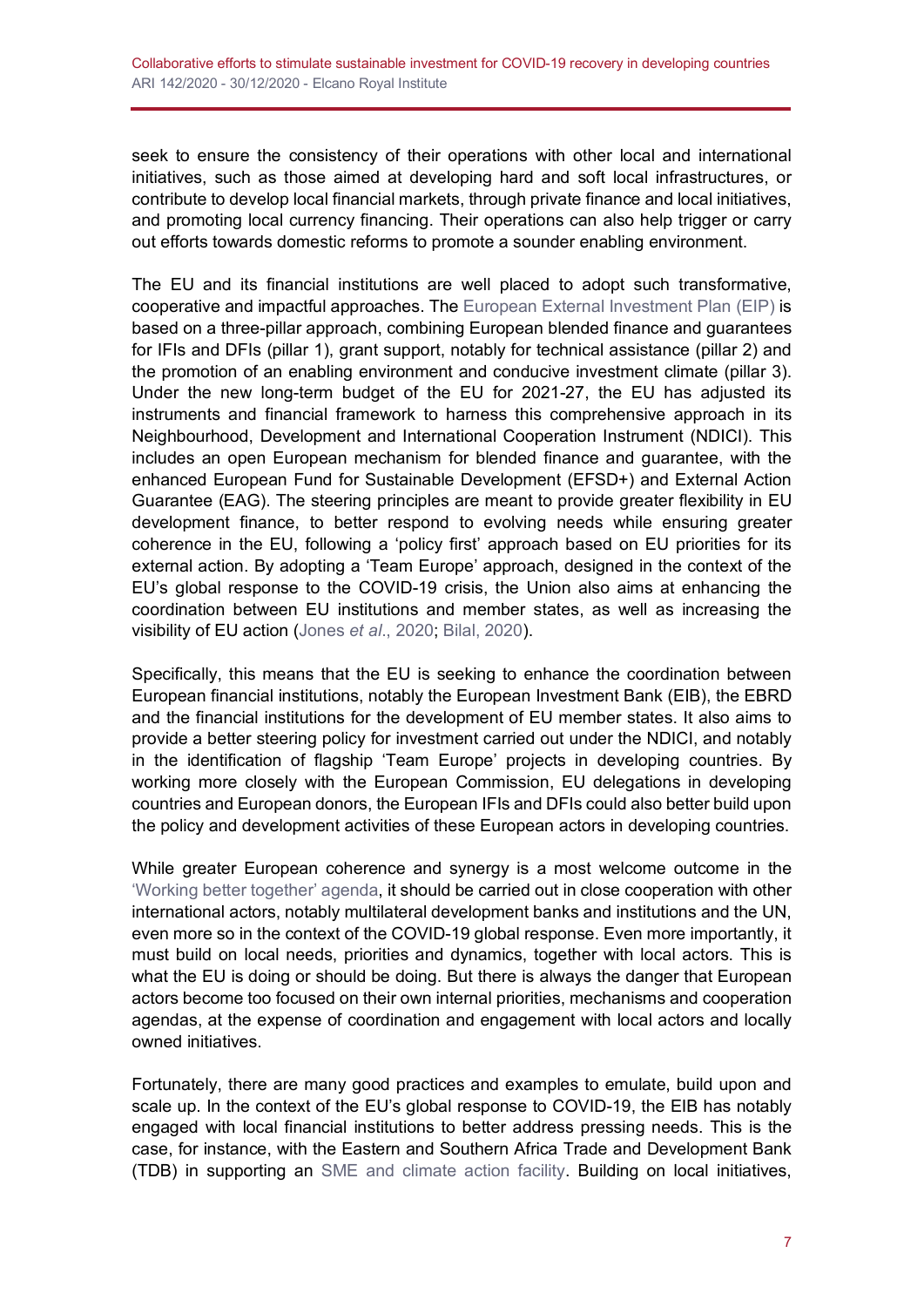seek to ensure the consistency of their operations with other local and international initiatives, such as those aimed at developing hard and soft local infrastructures, or contribute to develop local financial markets, through private finance and local initiatives, and promoting local currency financing. Their operations can also help trigger or carry out efforts towards domestic reforms to promote a sounder enabling environment.

The EU and its financial institutions are well placed to adopt such transformative, cooperative and impactful approaches. The European External Investment Plan (EIP) is based on a three-pillar approach, combining European blended finance and guarantees for IFIs and DFIs (pillar 1), grant support, notably for technical assistance (pillar 2) and the promotion of an enabling environment and conducive investment climate (pillar 3). Under the new long-term budget of the EU for 2021-27, the EU has adjusted its instruments and financial framework to harness this comprehensive approach in its Neighbourhood, Development and International Cooperation Instrument (NDICI). This includes an open European mechanism for blended finance and guarantee, with the enhanced European Fund for Sustainable Development (EFSD+) and External Action Guarantee (EAG). The steering principles are meant to provide greater flexibility in EU development finance, to better respond to evolving needs while ensuring greater coherence in the EU, following a 'policy first' approach based on EU priorities for its external action. By adopting a 'Team Europe' approach, designed in the context of the EU's global response to the COVID-19 crisis, the Union also aims at enhancing the coordination between EU institutions and member states, as well as increasing the visibility of EU action (Jones *et al*., 2020; Bilal, 2020).

Specifically, this means that the EU is seeking to enhance the coordination between European financial institutions, notably the European Investment Bank (EIB), the EBRD and the financial institutions for the development of EU member states. It also aims to provide a better steering policy for investment carried out under the NDICI, and notably in the identification of flagship 'Team Europe' projects in developing countries. By working more closely with the European Commission, EU delegations in developing countries and European donors, the European IFIs and DFIs could also better build upon the policy and development activities of these European actors in developing countries.

While greater European coherence and synergy is a most welcome outcome in the 'Working better together' agenda, it should be carried out in close cooperation with other international actors, notably multilateral development banks and institutions and the UN, even more so in the context of the COVID-19 global response. Even more importantly, it must build on local needs, priorities and dynamics, together with local actors. This is what the EU is doing or should be doing. But there is always the danger that European actors become too focused on their own internal priorities, mechanisms and cooperation agendas, at the expense of coordination and engagement with local actors and locally owned initiatives.

Fortunately, there are many good practices and examples to emulate, build upon and scale up. In the context of the EU's global response to COVID-19, the EIB has notably engaged with local financial institutions to better address pressing needs. This is the case, for instance, with the Eastern and Southern Africa Trade and Development Bank (TDB) in supporting an SME and climate action facility. Building on local initiatives,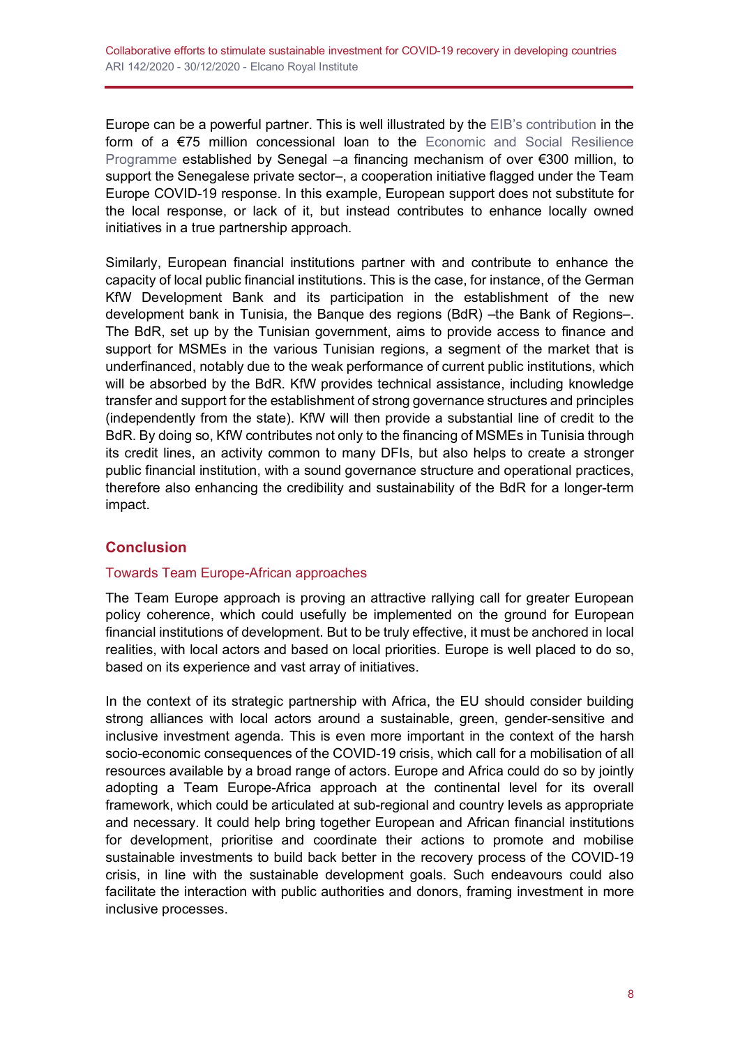Europe can be a powerful partner. This is well illustrated by the EIB's contribution in the form of a €75 million concessional loan to the Economic and Social Resilience Programme established by Senegal –a financing mechanism of over €300 million, to support the Senegalese private sector–, a cooperation initiative flagged under the Team Europe COVID-19 response. In this example, European support does not substitute for the local response, or lack of it, but instead contributes to enhance locally owned initiatives in a true partnership approach.

Similarly, European financial institutions partner with and contribute to enhance the capacity of local public financial institutions. This is the case, for instance, of the German KfW Development Bank and its participation in the establishment of the new development bank in Tunisia, the Banque des regions (BdR) –the Bank of Regions–. The BdR, set up by the Tunisian government, aims to provide access to finance and support for MSMEs in the various Tunisian regions, a segment of the market that is underfinanced, notably due to the weak performance of current public institutions, which will be absorbed by the BdR. KfW provides technical assistance, including knowledge transfer and support for the establishment of strong governance structures and principles (independently from the state). KfW will then provide a substantial line of credit to the BdR. By doing so, KfW contributes not only to the financing of MSMEs in Tunisia through its credit lines, an activity common to many DFIs, but also helps to create a stronger public financial institution, with a sound governance structure and operational practices, therefore also enhancing the credibility and sustainability of the BdR for a longer-term impact.

## Conclusion

### Towards Team Europe-African approaches

The Team Europe approach is proving an attractive rallying call for greater European policy coherence, which could usefully be implemented on the ground for European financial institutions of development. But to be truly effective, it must be anchored in local realities, with local actors and based on local priorities. Europe is well placed to do so, based on its experience and vast array of initiatives.

In the context of its strategic partnership with Africa, the EU should consider building strong alliances with local actors around a sustainable, green, gender-sensitive and inclusive investment agenda. This is even more important in the context of the harsh socio-economic consequences of the COVID-19 crisis, which call for a mobilisation of all resources available by a broad range of actors. Europe and Africa could do so by jointly adopting a Team Europe-Africa approach at the continental level for its overall framework, which could be articulated at sub-regional and country levels as appropriate and necessary. It could help bring together European and African financial institutions for development, prioritise and coordinate their actions to promote and mobilise sustainable investments to build back better in the recovery process of the COVID-19 crisis, in line with the sustainable development goals. Such endeavours could also facilitate the interaction with public authorities and donors, framing investment in more inclusive processes.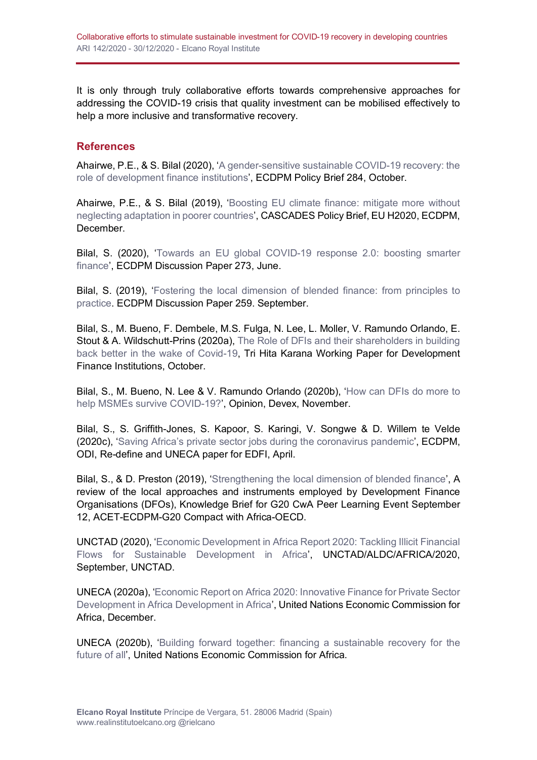It is only through truly collaborative efforts towards comprehensive approaches for addressing the COVID-19 crisis that quality investment can be mobilised effectively to help a more inclusive and transformative recovery.

## References

Ahairwe, P.E., & S. Bilal (2020), 'A gender-sensitive sustainable COVID-19 recovery: the role of development finance institutions', ECDPM Policy Brief 284, October.

Ahairwe, P.E., & S. Bilal (2019), 'Boosting EU climate finance: mitigate more without neglecting adaptation in poorer countries', CASCADES Policy Brief, EU H2020, ECDPM, December.

Bilal, S. (2020), 'Towards an EU global COVID-19 response 2.0: boosting smarter finance', ECDPM Discussion Paper 273, June.

Bilal, S. (2019), 'Fostering the local dimension of blended finance: from principles to practice. ECDPM Discussion Paper 259. September.

Bilal, S., M. Bueno, F. Dembele, M.S. Fulga, N. Lee, L. Moller, V. Ramundo Orlando, E. Stout & A. Wildschutt-Prins (2020a), The Role of DFIs and their shareholders in building back better in the wake of Covid-19, Tri Hita Karana Working Paper for Development Finance Institutions, October.

Bilal, S., M. Bueno, N. Lee & V. Ramundo Orlando (2020b), 'How can DFIs do more to help MSMEs survive COVID-19?', Opinion, Devex, November.

Bilal, S., S. Griffith-Jones, S. Kapoor, S. Karingi, V. Songwe & D. Willem te Velde (2020c), 'Saving Africa's private sector jobs during the coronavirus pandemic', ECDPM, ODI, Re-define and UNECA paper for EDFI, April.

Bilal, S., & D. Preston (2019), 'Strengthening the local dimension of blended finance', A review of the local approaches and instruments employed by Development Finance Organisations (DFOs), Knowledge Brief for G20 CwA Peer Learning Event September 12, ACET-ECDPM-G20 Compact with Africa-OECD.

UNCTAD (2020), 'Economic Development in Africa Report 2020: Tackling Illicit Financial Flows for Sustainable Development in Africa', UNCTAD/ALDC/AFRICA/2020, September, UNCTAD.

UNECA (2020a), 'Economic Report on Africa 2020: Innovative Finance for Private Sector Development in Africa Development in Africa', United Nations Economic Commission for Africa, December.

UNECA (2020b), 'Building forward together: financing a sustainable recovery for the future of all', United Nations Economic Commission for Africa.